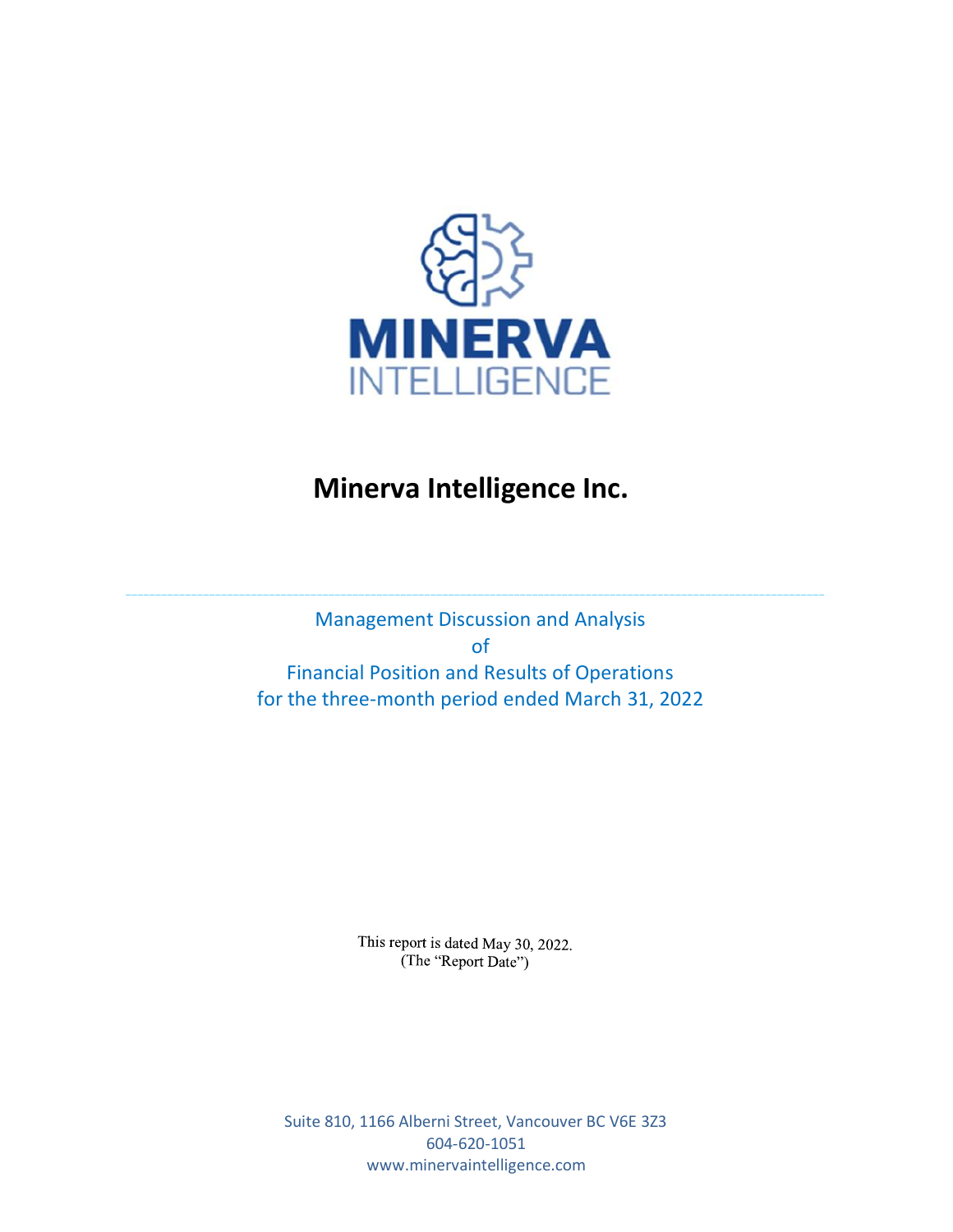MINERVA
INTELLIGENCE

# Minerva Intelligence Inc.

---

Management Discussion and Analysis
of
Financial Position and Results of Operations
for the three-month period ended March 31, 2022

This report is dated May 30, 2022.
(The "Report Date")

Suite 810, 1166 Alberni Street, Vancouver BC V6E 3Z3
604-620-1051
www.minervaintelligence.com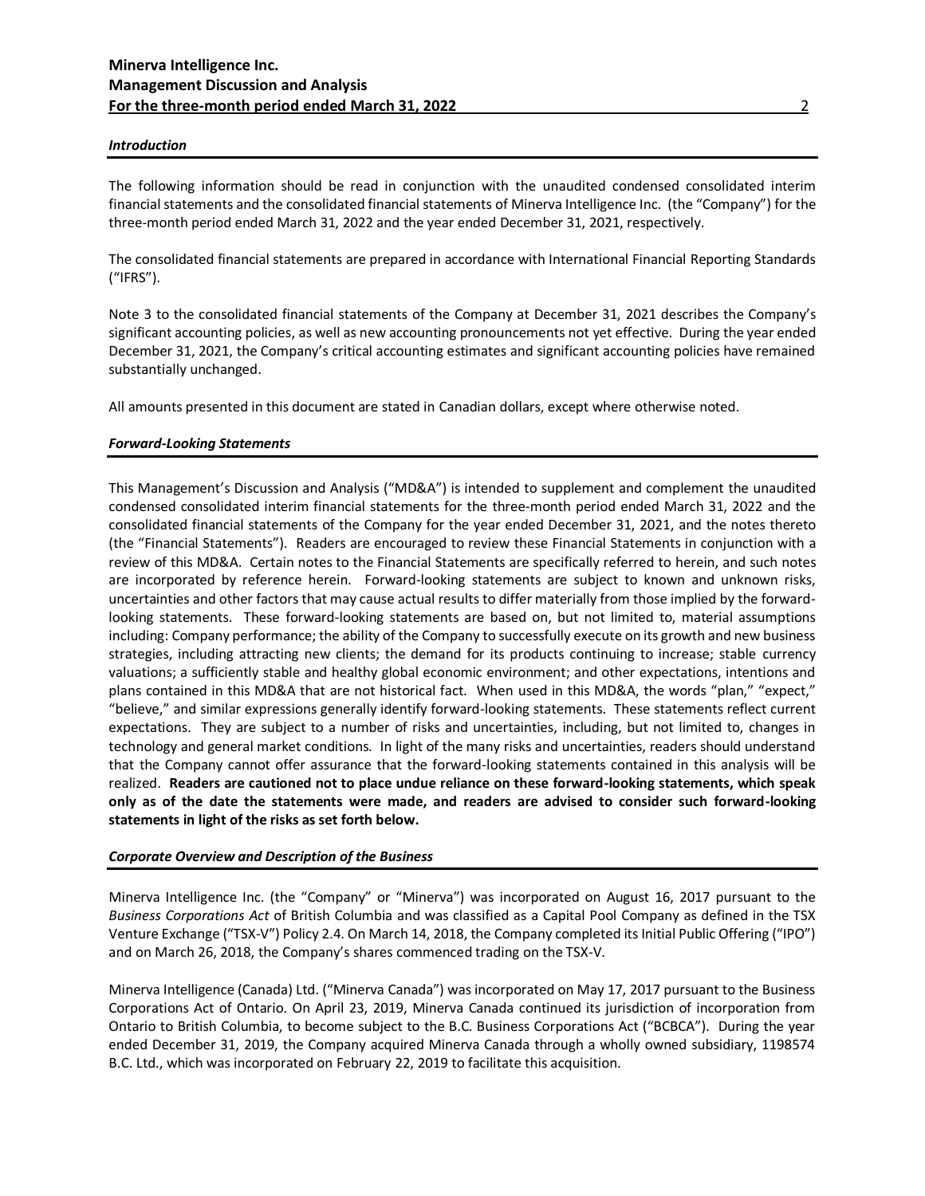### *Introduction*

The following information should be read in conjunction with the unaudited condensed consolidated interim financial statements and the consolidated financial statements of Minerva Intelligence Inc. (the "Company") for the three-month period ended March 31, 2022 and the year ended December 31, 2021, respectively.

The consolidated financial statements are prepared in accordance with International Financial Reporting Standards ("IFRS").

Note 3 to the consolidated financial statements of the Company at December 31, 2021 describes the Company's significant accounting policies, as well as new accounting pronouncements not yet effective. During the year ended December 31, 2021, the Company's critical accounting estimates and significant accounting policies have remained substantially unchanged.

All amounts presented in this document are stated in Canadian dollars, except where otherwise noted.

### *Forward-Looking Statements*

This Management's Discussion and Analysis ("MD&A") is intended to supplement and complement the unaudited condensed consolidated interim financial statements for the three-month period ended March 31, 2022 and the consolidated financial statements of the Company for the year ended December 31, 2021, and the notes thereto (the "Financial Statements"). Readers are encouraged to review these Financial Statements in conjunction with a review of this MD&A. Certain notes to the Financial Statements are specifically referred to herein, and such notes are incorporated by reference herein. Forward-looking statements are subject to known and unknown risks, uncertainties and other factors that may cause actual results to differ materially from those implied by the forward-looking statements. These forward-looking statements are based on, but not limited to, material assumptions including: Company performance; the ability of the Company to successfully execute on its growth and new business strategies, including attracting new clients; the demand for its products continuing to increase; stable currency valuations; a sufficiently stable and healthy global economic environment; and other expectations, intentions and plans contained in this MD&A that are not historical fact. When used in this MD&A, the words "plan," "expect," "believe," and similar expressions generally identify forward-looking statements. These statements reflect current expectations. They are subject to a number of risks and uncertainties, including, but not limited to, changes in technology and general market conditions. In light of the many risks and uncertainties, readers should understand that the Company cannot offer assurance that the forward-looking statements contained in this analysis will be realized. **Readers are cautioned not to place undue reliance on these forward-looking statements, which speak only as of the date the statements were made, and readers are advised to consider such forward-looking statements in light of the risks as set forth below.**

### *Corporate Overview and Description of the Business*

Minerva Intelligence Inc. (the "Company" or "Minerva") was incorporated on August 16, 2017 pursuant to the *Business Corporations Act* of British Columbia and was classified as a Capital Pool Company as defined in the TSX Venture Exchange ("TSX-V") Policy 2.4. On March 14, 2018, the Company completed its Initial Public Offering ("IPO") and on March 26, 2018, the Company's shares commenced trading on the TSX-V.

Minerva Intelligence (Canada) Ltd. ("Minerva Canada") was incorporated on May 17, 2017 pursuant to the Business Corporations Act of Ontario. On April 23, 2019, Minerva Canada continued its jurisdiction of incorporation from Ontario to British Columbia, to become subject to the B.C. Business Corporations Act ("BCBCA"). During the year ended December 31, 2019, the Company acquired Minerva Canada through a wholly owned subsidiary, 1198574 B.C. Ltd., which was incorporated on February 22, 2019 to facilitate this acquisition.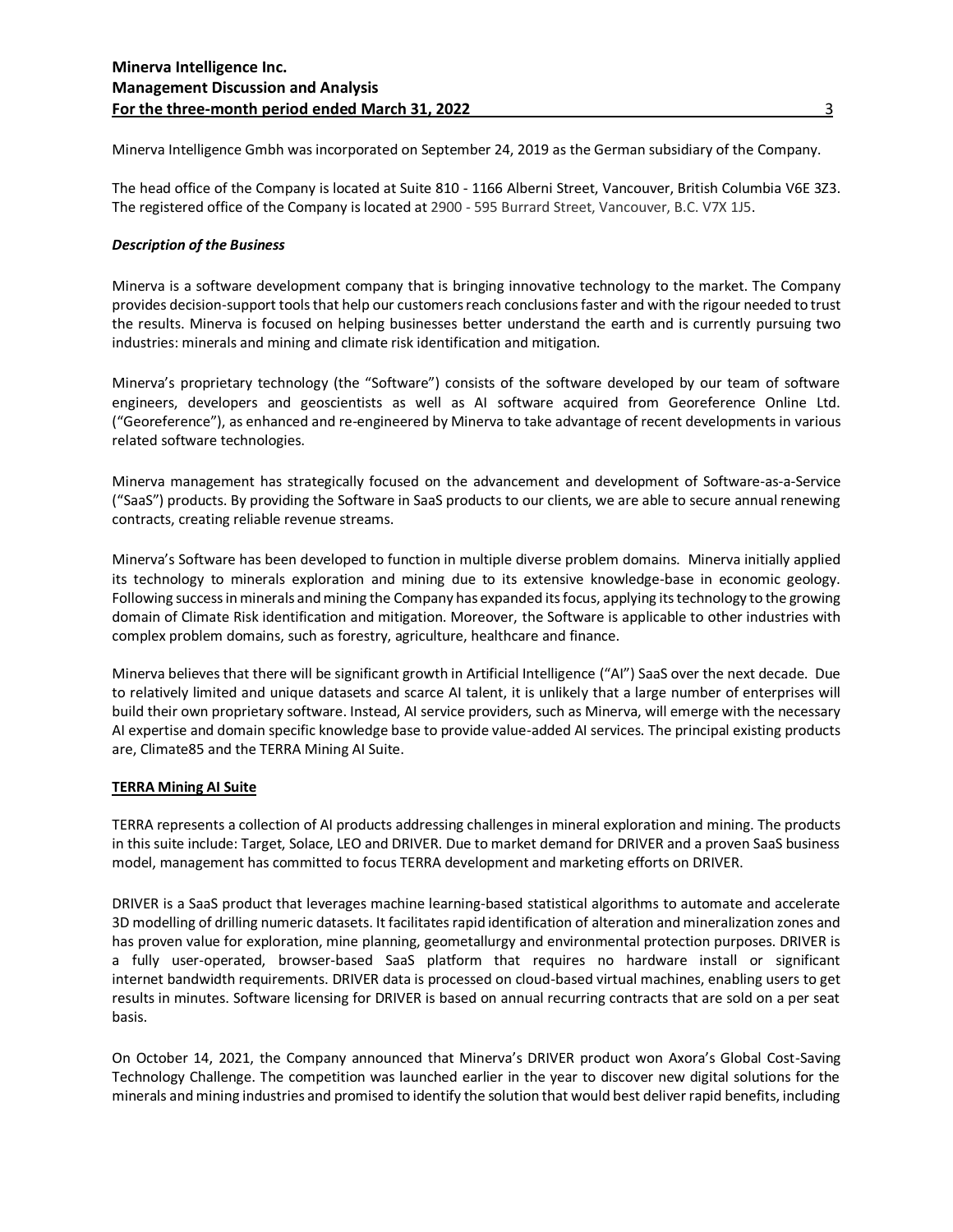Minerva Intelligence Gmbh was incorporated on September 24, 2019 as the German subsidiary of the Company.

The head office of the Company is located at Suite 810 - 1166 Alberni Street, Vancouver, British Columbia V6E 3Z3. The registered office of the Company is located at 2900 - 595 Burrard Street, Vancouver, B.C. V7X 1J5.

***Description of the Business***

Minerva is a software development company that is bringing innovative technology to the market. The Company provides decision-support tools that help our customers reach conclusions faster and with the rigour needed to trust the results. Minerva is focused on helping businesses better understand the earth and is currently pursuing two industries: minerals and mining and climate risk identification and mitigation.

Minerva's proprietary technology (the "Software") consists of the software developed by our team of software engineers, developers and geoscientists as well as AI software acquired from Georeference Online Ltd. ("Georeference"), as enhanced and re-engineered by Minerva to take advantage of recent developments in various related software technologies.

Minerva management has strategically focused on the advancement and development of Software-as-a-Service ("SaaS") products. By providing the Software in SaaS products to our clients, we are able to secure annual renewing contracts, creating reliable revenue streams.

Minerva's Software has been developed to function in multiple diverse problem domains. Minerva initially applied its technology to minerals exploration and mining due to its extensive knowledge-base in economic geology. Following success in minerals and mining the Company has expanded its focus, applying its technology to the growing domain of Climate Risk identification and mitigation. Moreover, the Software is applicable to other industries with complex problem domains, such as forestry, agriculture, healthcare and finance.

Minerva believes that there will be significant growth in Artificial Intelligence ("AI") SaaS over the next decade. Due to relatively limited and unique datasets and scarce AI talent, it is unlikely that a large number of enterprises will build their own proprietary software. Instead, AI service providers, such as Minerva, will emerge with the necessary AI expertise and domain specific knowledge base to provide value-added AI services. The principal existing products are, Climate85 and the TERRA Mining AI Suite.

**TERRA Mining AI Suite**

TERRA represents a collection of AI products addressing challenges in mineral exploration and mining. The products in this suite include: Target, Solace, LEO and DRIVER. Due to market demand for DRIVER and a proven SaaS business model, management has committed to focus TERRA development and marketing efforts on DRIVER.

DRIVER is a SaaS product that leverages machine learning-based statistical algorithms to automate and accelerate 3D modelling of drilling numeric datasets. It facilitates rapid identification of alteration and mineralization zones and has proven value for exploration, mine planning, geometallurgy and environmental protection purposes. DRIVER is a fully user-operated, browser-based SaaS platform that requires no hardware install or significant internet bandwidth requirements. DRIVER data is processed on cloud-based virtual machines, enabling users to get results in minutes. Software licensing for DRIVER is based on annual recurring contracts that are sold on a per seat basis.

On October 14, 2021, the Company announced that Minerva's DRIVER product won Axora's Global Cost-Saving Technology Challenge. The competition was launched earlier in the year to discover new digital solutions for the minerals and mining industries and promised to identify the solution that would best deliver rapid benefits, including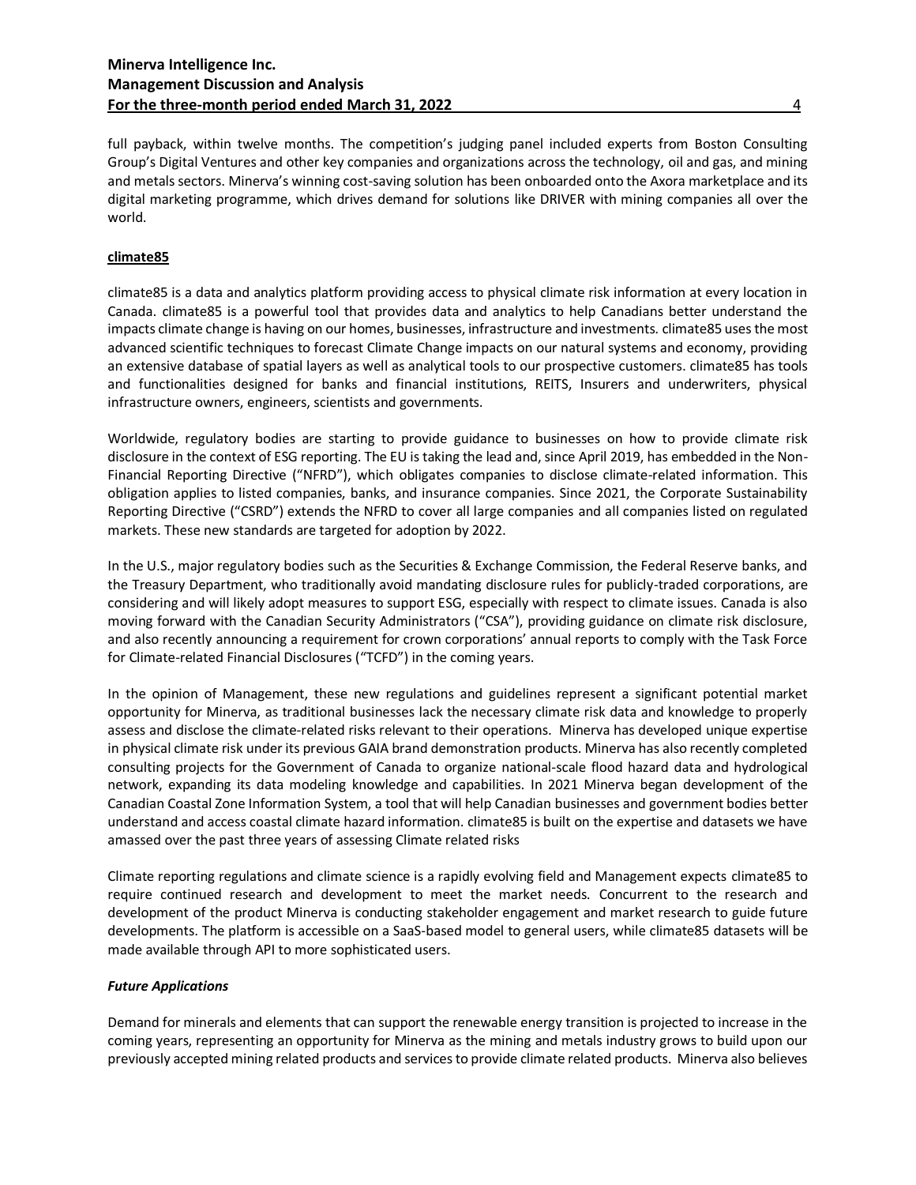full payback, within twelve months. The competition's judging panel included experts from Boston Consulting Group's Digital Ventures and other key companies and organizations across the technology, oil and gas, and mining and metals sectors. Minerva's winning cost-saving solution has been onboarded onto the Axora marketplace and its digital marketing programme, which drives demand for solutions like DRIVER with mining companies all over the world.

**climate85**

climate85 is a data and analytics platform providing access to physical climate risk information at every location in Canada. climate85 is a powerful tool that provides data and analytics to help Canadians better understand the impacts climate change is having on our homes, businesses, infrastructure and investments. climate85 uses the most advanced scientific techniques to forecast Climate Change impacts on our natural systems and economy, providing an extensive database of spatial layers as well as analytical tools to our prospective customers. climate85 has tools and functionalities designed for banks and financial institutions, REITS, Insurers and underwriters, physical infrastructure owners, engineers, scientists and governments.

Worldwide, regulatory bodies are starting to provide guidance to businesses on how to provide climate risk disclosure in the context of ESG reporting. The EU is taking the lead and, since April 2019, has embedded in the Non-Financial Reporting Directive ("NFRD"), which obligates companies to disclose climate-related information. This obligation applies to listed companies, banks, and insurance companies. Since 2021, the Corporate Sustainability Reporting Directive ("CSRD") extends the NFRD to cover all large companies and all companies listed on regulated markets. These new standards are targeted for adoption by 2022.

In the U.S., major regulatory bodies such as the Securities & Exchange Commission, the Federal Reserve banks, and the Treasury Department, who traditionally avoid mandating disclosure rules for publicly-traded corporations, are considering and will likely adopt measures to support ESG, especially with respect to climate issues. Canada is also moving forward with the Canadian Security Administrators ("CSA"), providing guidance on climate risk disclosure, and also recently announcing a requirement for crown corporations' annual reports to comply with the Task Force for Climate-related Financial Disclosures ("TCFD") in the coming years.

In the opinion of Management, these new regulations and guidelines represent a significant potential market opportunity for Minerva, as traditional businesses lack the necessary climate risk data and knowledge to properly assess and disclose the climate-related risks relevant to their operations. Minerva has developed unique expertise in physical climate risk under its previous GAIA brand demonstration products. Minerva has also recently completed consulting projects for the Government of Canada to organize national-scale flood hazard data and hydrological network, expanding its data modeling knowledge and capabilities. In 2021 Minerva began development of the Canadian Coastal Zone Information System, a tool that will help Canadian businesses and government bodies better understand and access coastal climate hazard information. climate85 is built on the expertise and datasets we have amassed over the past three years of assessing Climate related risks

Climate reporting regulations and climate science is a rapidly evolving field and Management expects climate85 to require continued research and development to meet the market needs. Concurrent to the research and development of the product Minerva is conducting stakeholder engagement and market research to guide future developments. The platform is accessible on a SaaS-based model to general users, while climate85 datasets will be made available through API to more sophisticated users.

***Future Applications***

Demand for minerals and elements that can support the renewable energy transition is projected to increase in the coming years, representing an opportunity for Minerva as the mining and metals industry grows to build upon our previously accepted mining related products and services to provide climate related products. Minerva also believes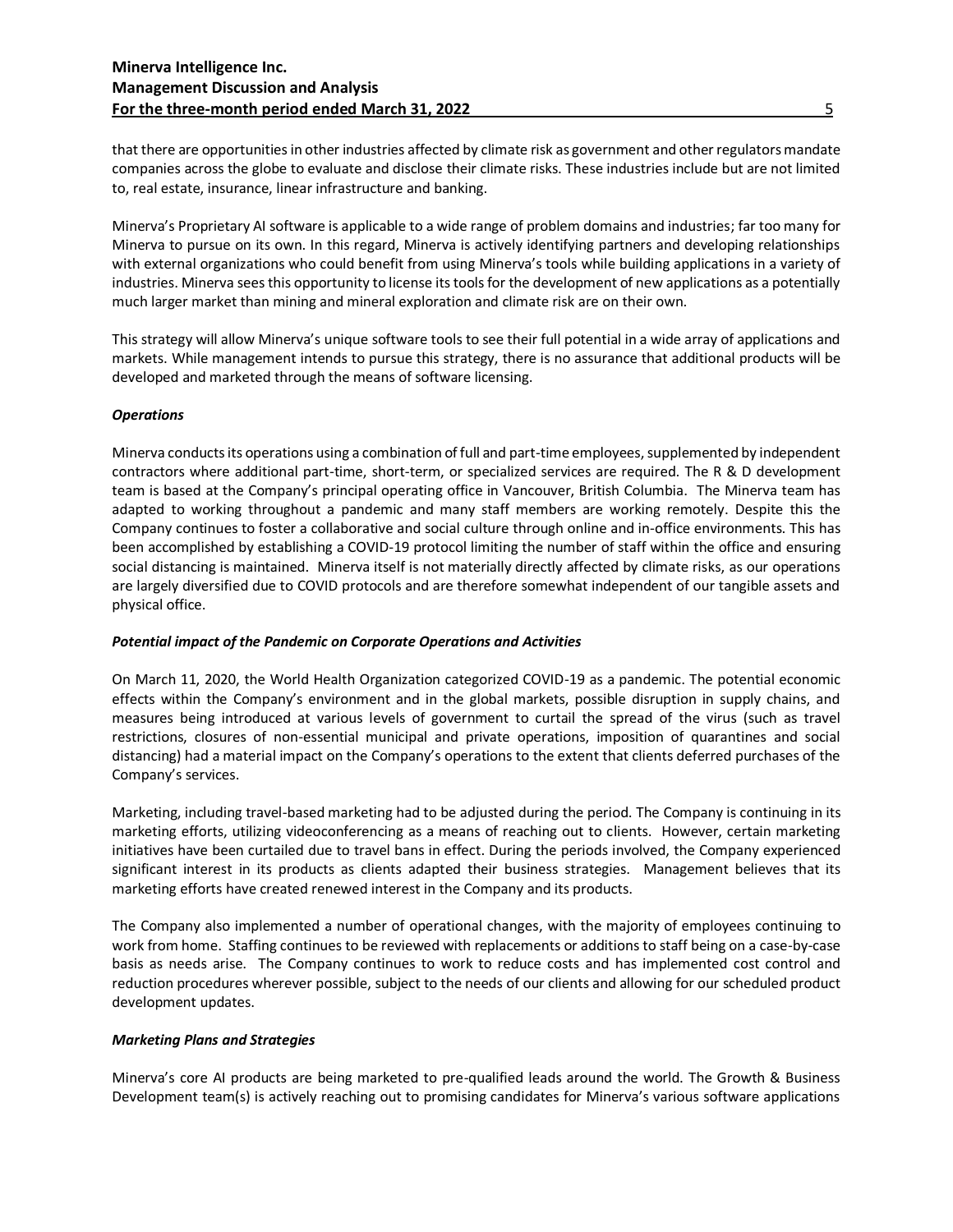that there are opportunities in other industries affected by climate risk as government and other regulators mandate companies across the globe to evaluate and disclose their climate risks. These industries include but are not limited to, real estate, insurance, linear infrastructure and banking.

Minerva's Proprietary AI software is applicable to a wide range of problem domains and industries; far too many for Minerva to pursue on its own. In this regard, Minerva is actively identifying partners and developing relationships with external organizations who could benefit from using Minerva's tools while building applications in a variety of industries. Minerva sees this opportunity to license its tools for the development of new applications as a potentially much larger market than mining and mineral exploration and climate risk are on their own.

This strategy will allow Minerva's unique software tools to see their full potential in a wide array of applications and markets. While management intends to pursue this strategy, there is no assurance that additional products will be developed and marketed through the means of software licensing.

***Operations***

Minerva conducts its operations using a combination of full and part-time employees, supplemented by independent contractors where additional part-time, short-term, or specialized services are required. The R & D development team is based at the Company's principal operating office in Vancouver, British Columbia. The Minerva team has adapted to working throughout a pandemic and many staff members are working remotely. Despite this the Company continues to foster a collaborative and social culture through online and in-office environments. This has been accomplished by establishing a COVID-19 protocol limiting the number of staff within the office and ensuring social distancing is maintained. Minerva itself is not materially directly affected by climate risks, as our operations are largely diversified due to COVID protocols and are therefore somewhat independent of our tangible assets and physical office.

***Potential impact of the Pandemic on Corporate Operations and Activities***

On March 11, 2020, the World Health Organization categorized COVID-19 as a pandemic. The potential economic effects within the Company's environment and in the global markets, possible disruption in supply chains, and measures being introduced at various levels of government to curtail the spread of the virus (such as travel restrictions, closures of non-essential municipal and private operations, imposition of quarantines and social distancing) had a material impact on the Company's operations to the extent that clients deferred purchases of the Company's services.

Marketing, including travel-based marketing had to be adjusted during the period. The Company is continuing in its marketing efforts, utilizing videoconferencing as a means of reaching out to clients. However, certain marketing initiatives have been curtailed due to travel bans in effect. During the periods involved, the Company experienced significant interest in its products as clients adapted their business strategies. Management believes that its marketing efforts have created renewed interest in the Company and its products.

The Company also implemented a number of operational changes, with the majority of employees continuing to work from home. Staffing continues to be reviewed with replacements or additions to staff being on a case-by-case basis as needs arise. The Company continues to work to reduce costs and has implemented cost control and reduction procedures wherever possible, subject to the needs of our clients and allowing for our scheduled product development updates.

***Marketing Plans and Strategies***

Minerva's core AI products are being marketed to pre-qualified leads around the world. The Growth & Business Development team(s) is actively reaching out to promising candidates for Minerva's various software applications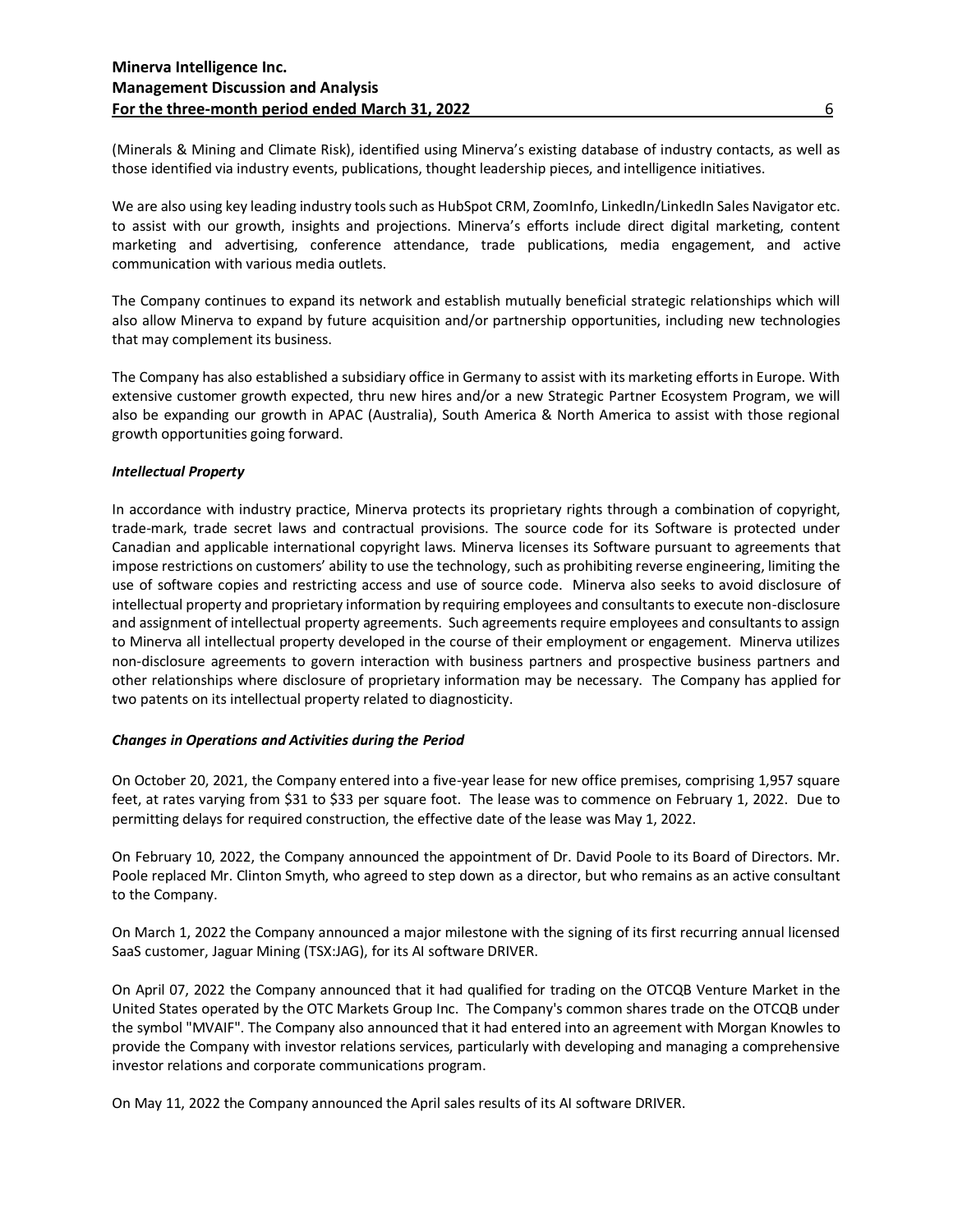(Minerals & Mining and Climate Risk), identified using Minerva's existing database of industry contacts, as well as those identified via industry events, publications, thought leadership pieces, and intelligence initiatives.

We are also using key leading industry tools such as HubSpot CRM, ZoomInfo, LinkedIn/LinkedIn Sales Navigator etc. to assist with our growth, insights and projections. Minerva's efforts include direct digital marketing, content marketing and advertising, conference attendance, trade publications, media engagement, and active communication with various media outlets.

The Company continues to expand its network and establish mutually beneficial strategic relationships which will also allow Minerva to expand by future acquisition and/or partnership opportunities, including new technologies that may complement its business.

The Company has also established a subsidiary office in Germany to assist with its marketing efforts in Europe. With extensive customer growth expected, thru new hires and/or a new Strategic Partner Ecosystem Program, we will also be expanding our growth in APAC (Australia), South America & North America to assist with those regional growth opportunities going forward.

### *Intellectual Property*

In accordance with industry practice, Minerva protects its proprietary rights through a combination of copyright, trade-mark, trade secret laws and contractual provisions. The source code for its Software is protected under Canadian and applicable international copyright laws. Minerva licenses its Software pursuant to agreements that impose restrictions on customers' ability to use the technology, such as prohibiting reverse engineering, limiting the use of software copies and restricting access and use of source code. Minerva also seeks to avoid disclosure of intellectual property and proprietary information by requiring employees and consultants to execute non-disclosure and assignment of intellectual property agreements. Such agreements require employees and consultants to assign to Minerva all intellectual property developed in the course of their employment or engagement. Minerva utilizes non-disclosure agreements to govern interaction with business partners and prospective business partners and other relationships where disclosure of proprietary information may be necessary. The Company has applied for two patents on its intellectual property related to diagnosticity.

### *Changes in Operations and Activities during the Period*

On October 20, 2021, the Company entered into a five-year lease for new office premises, comprising 1,957 square feet, at rates varying from $31 to $33 per square foot. The lease was to commence on February 1, 2022. Due to permitting delays for required construction, the effective date of the lease was May 1, 2022.

On February 10, 2022, the Company announced the appointment of Dr. David Poole to its Board of Directors. Mr. Poole replaced Mr. Clinton Smyth, who agreed to step down as a director, but who remains as an active consultant to the Company.

On March 1, 2022 the Company announced a major milestone with the signing of its first recurring annual licensed SaaS customer, Jaguar Mining (TSX:JAG), for its AI software DRIVER.

On April 07, 2022 the Company announced that it had qualified for trading on the OTCQB Venture Market in the United States operated by the OTC Markets Group Inc. The Company's common shares trade on the OTCQB under the symbol "MVAIF". The Company also announced that it had entered into an agreement with Morgan Knowles to provide the Company with investor relations services, particularly with developing and managing a comprehensive investor relations and corporate communications program.

On May 11, 2022 the Company announced the April sales results of its AI software DRIVER.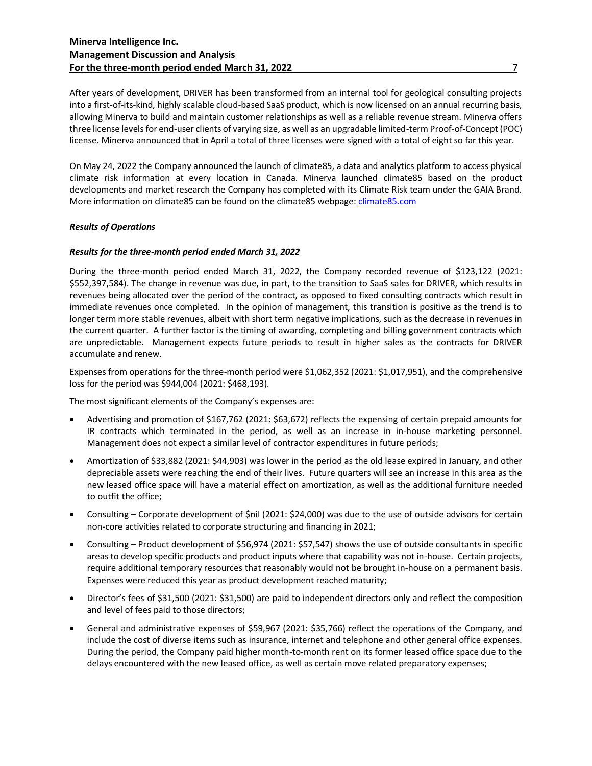After years of development, DRIVER has been transformed from an internal tool for geological consulting projects into a first-of-its-kind, highly scalable cloud-based SaaS product, which is now licensed on an annual recurring basis, allowing Minerva to build and maintain customer relationships as well as a reliable revenue stream. Minerva offers three license levels for end-user clients of varying size, as well as an upgradable limited-term Proof-of-Concept (POC) license. Minerva announced that in April a total of three licenses were signed with a total of eight so far this year.

On May 24, 2022 the Company announced the launch of climate85, a data and analytics platform to access physical climate risk information at every location in Canada. Minerva launched climate85 based on the product developments and market research the Company has completed with its Climate Risk team under the GAIA Brand. More information on climate85 can be found on the climate85 webpage: [climate85.com](climate85.com)

***Results of Operations***

***Results for the three-month period ended March 31, 2022***

During the three-month period ended March 31, 2022, the Company recorded revenue of $123,122 (2021: $552,397,584). The change in revenue was due, in part, to the transition to SaaS sales for DRIVER, which results in revenues being allocated over the period of the contract, as opposed to fixed consulting contracts which result in immediate revenues once completed. In the opinion of management, this transition is positive as the trend is to longer term more stable revenues, albeit with short term negative implications, such as the decrease in revenues in the current quarter. A further factor is the timing of awarding, completing and billing government contracts which are unpredictable. Management expects future periods to result in higher sales as the contracts for DRIVER accumulate and renew.

Expenses from operations for the three-month period were $1,062,352 (2021: $1,017,951), and the comprehensive loss for the period was $944,004 (2021: $468,193).

The most significant elements of the Company's expenses are:

- Advertising and promotion of $167,762 (2021: $63,672) reflects the expensing of certain prepaid amounts for IR contracts which terminated in the period, as well as an increase in in-house marketing personnel. Management does not expect a similar level of contractor expenditures in future periods;
- Amortization of $33,882 (2021: $44,903) was lower in the period as the old lease expired in January, and other depreciable assets were reaching the end of their lives. Future quarters will see an increase in this area as the new leased office space will have a material effect on amortization, as well as the additional furniture needed to outfit the office;
- Consulting – Corporate development of $nil (2021: $24,000) was due to the use of outside advisors for certain non-core activities related to corporate structuring and financing in 2021;
- Consulting – Product development of $56,974 (2021: $57,547) shows the use of outside consultants in specific areas to develop specific products and product inputs where that capability was not in-house. Certain projects, require additional temporary resources that reasonably would not be brought in-house on a permanent basis. Expenses were reduced this year as product development reached maturity;
- Director's fees of $31,500 (2021: $31,500) are paid to independent directors only and reflect the composition and level of fees paid to those directors;
- General and administrative expenses of $59,967 (2021: $35,766) reflect the operations of the Company, and include the cost of diverse items such as insurance, internet and telephone and other general office expenses. During the period, the Company paid higher month-to-month rent on its former leased office space due to the delays encountered with the new leased office, as well as certain move related preparatory expenses;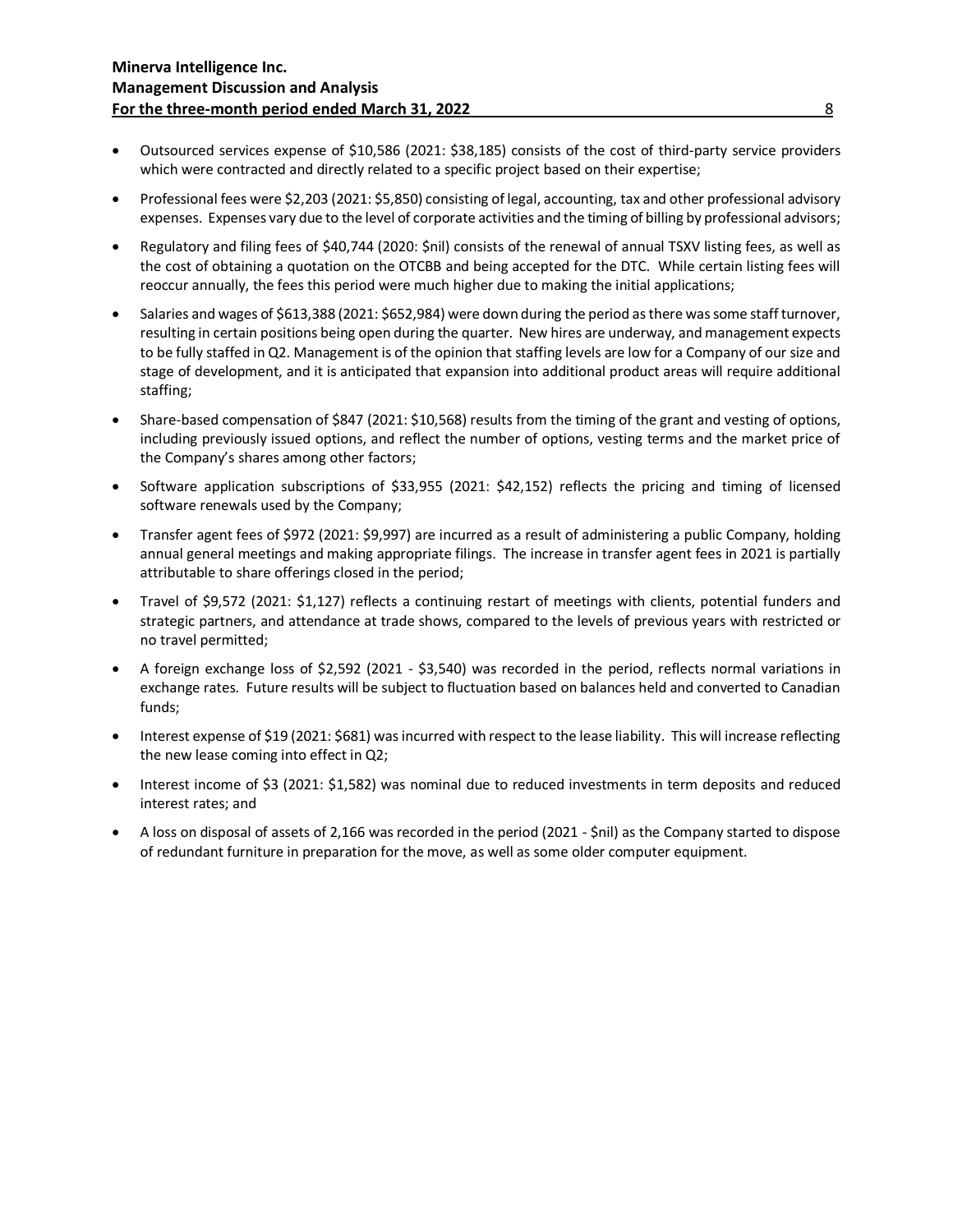- Outsourced services expense of $10,586 (2021: $38,185) consists of the cost of third-party service providers which were contracted and directly related to a specific project based on their expertise;
- Professional fees were $2,203 (2021: $5,850) consisting of legal, accounting, tax and other professional advisory expenses. Expenses vary due to the level of corporate activities and the timing of billing by professional advisors;
- Regulatory and filing fees of $40,744 (2020: $nil) consists of the renewal of annual TSXV listing fees, as well as the cost of obtaining a quotation on the OTCBB and being accepted for the DTC. While certain listing fees will reoccur annually, the fees this period were much higher due to making the initial applications;
- Salaries and wages of $613,388 (2021: $652,984) were down during the period as there was some staff turnover, resulting in certain positions being open during the quarter. New hires are underway, and management expects to be fully staffed in Q2. Management is of the opinion that staffing levels are low for a Company of our size and stage of development, and it is anticipated that expansion into additional product areas will require additional staffing;
- Share-based compensation of $847 (2021: $10,568) results from the timing of the grant and vesting of options, including previously issued options, and reflect the number of options, vesting terms and the market price of the Company's shares among other factors;
- Software application subscriptions of $33,955 (2021: $42,152) reflects the pricing and timing of licensed software renewals used by the Company;
- Transfer agent fees of $972 (2021: $9,997) are incurred as a result of administering a public Company, holding annual general meetings and making appropriate filings. The increase in transfer agent fees in 2021 is partially attributable to share offerings closed in the period;
- Travel of $9,572 (2021: $1,127) reflects a continuing restart of meetings with clients, potential funders and strategic partners, and attendance at trade shows, compared to the levels of previous years with restricted or no travel permitted;
- A foreign exchange loss of $2,592 (2021 - $3,540) was recorded in the period, reflects normal variations in exchange rates. Future results will be subject to fluctuation based on balances held and converted to Canadian funds;
- Interest expense of $19 (2021: $681) was incurred with respect to the lease liability. This will increase reflecting the new lease coming into effect in Q2;
- Interest income of $3 (2021: $1,582) was nominal due to reduced investments in term deposits and reduced interest rates; and
- A loss on disposal of assets of 2,166 was recorded in the period (2021 - $nil) as the Company started to dispose of redundant furniture in preparation for the move, as well as some older computer equipment.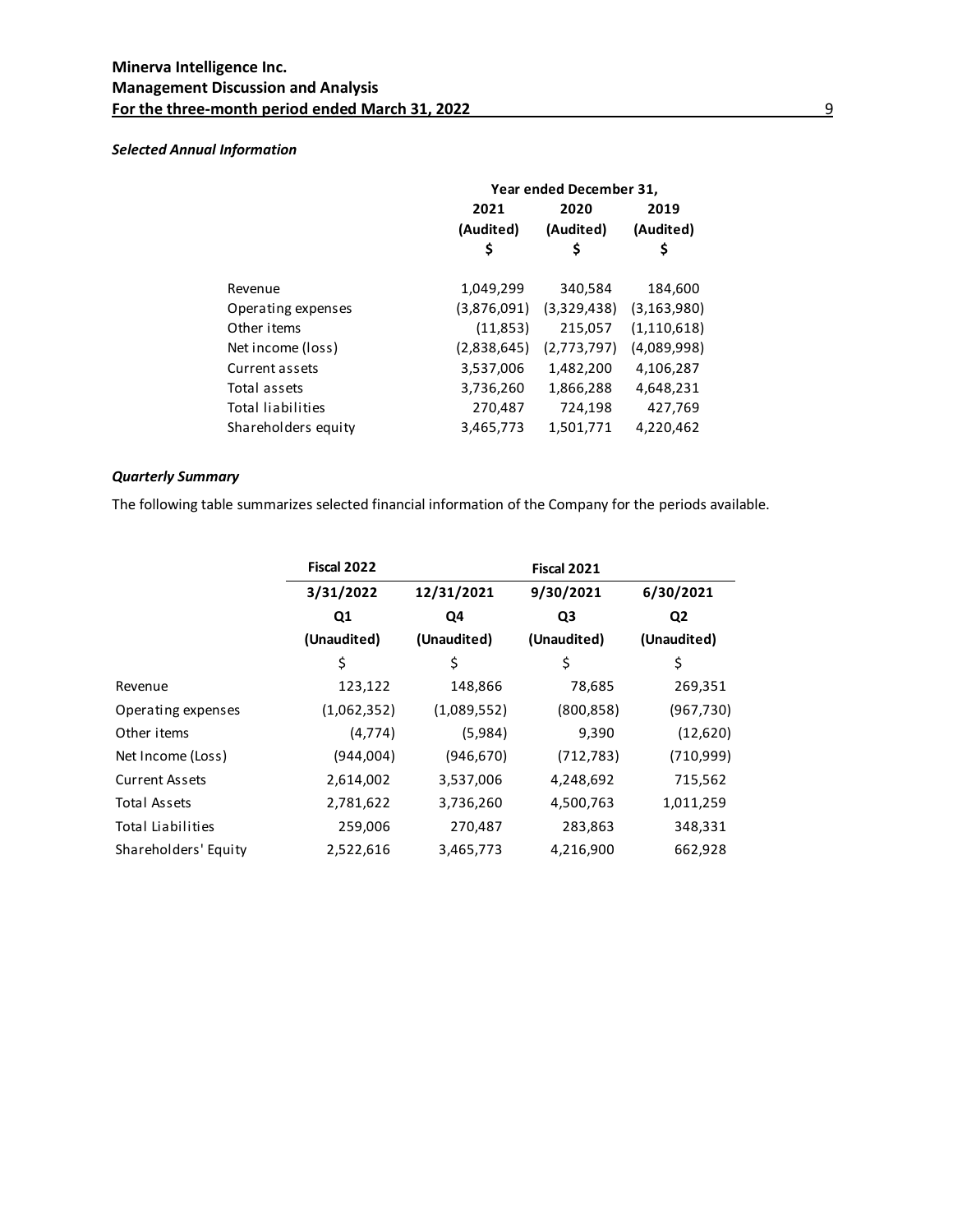***Selected Annual Information***

| | Year ended December 31, | | |
|---|---|---|---|
| | 2021 | 2020 | 2019 |
| | (Audited) | (Audited) | (Audited) |
| | $ | $ | $ |
| Revenue | 1,049,299 | 340,584 | 184,600 |
| Operating expenses | (3,876,091) | (3,329,438) | (3,163,980) |
| Other items | (11,853) | 215,057 | (1,110,618) |
| Net income (loss) | (2,838,645) | (2,773,797) | (4,089,998) |
| Current assets | 3,537,006 | 1,482,200 | 4,106,287 |
| Total assets | 3,736,260 | 1,866,288 | 4,648,231 |
| Total liabilities | 270,487 | 724,198 | 427,769 |
| Shareholders equity | 3,465,773 | 1,501,771 | 4,220,462 |

***Quarterly Summary***

The following table summarizes selected financial information of the Company for the periods available.

| | Fiscal 2022 | Fiscal 2021 | | |
|---|---|---|---|---|
| | 3/31/2022 | 12/31/2021 | 9/30/2021 | 6/30/2021 |
| | Q1 | Q4 | Q3 | Q2 |
| | (Unaudited) | (Unaudited) | (Unaudited) | (Unaudited) |
| | $ | $ | $ | $ |
| Revenue | 123,122 | 148,866 | 78,685 | 269,351 |
| Operating expenses | (1,062,352) | (1,089,552) | (800,858) | (967,730) |
| Other items | (4,774) | (5,984) | 9,390 | (12,620) |
| Net Income (Loss) | (944,004) | (946,670) | (712,783) | (710,999) |
| Current Assets | 2,614,002 | 3,537,006 | 4,248,692 | 715,562 |
| Total Assets | 2,781,622 | 3,736,260 | 4,500,763 | 1,011,259 |
| Total Liabilities | 259,006 | 270,487 | 283,863 | 348,331 |
| Shareholders' Equity | 2,522,616 | 3,465,773 | 4,216,900 | 662,928 |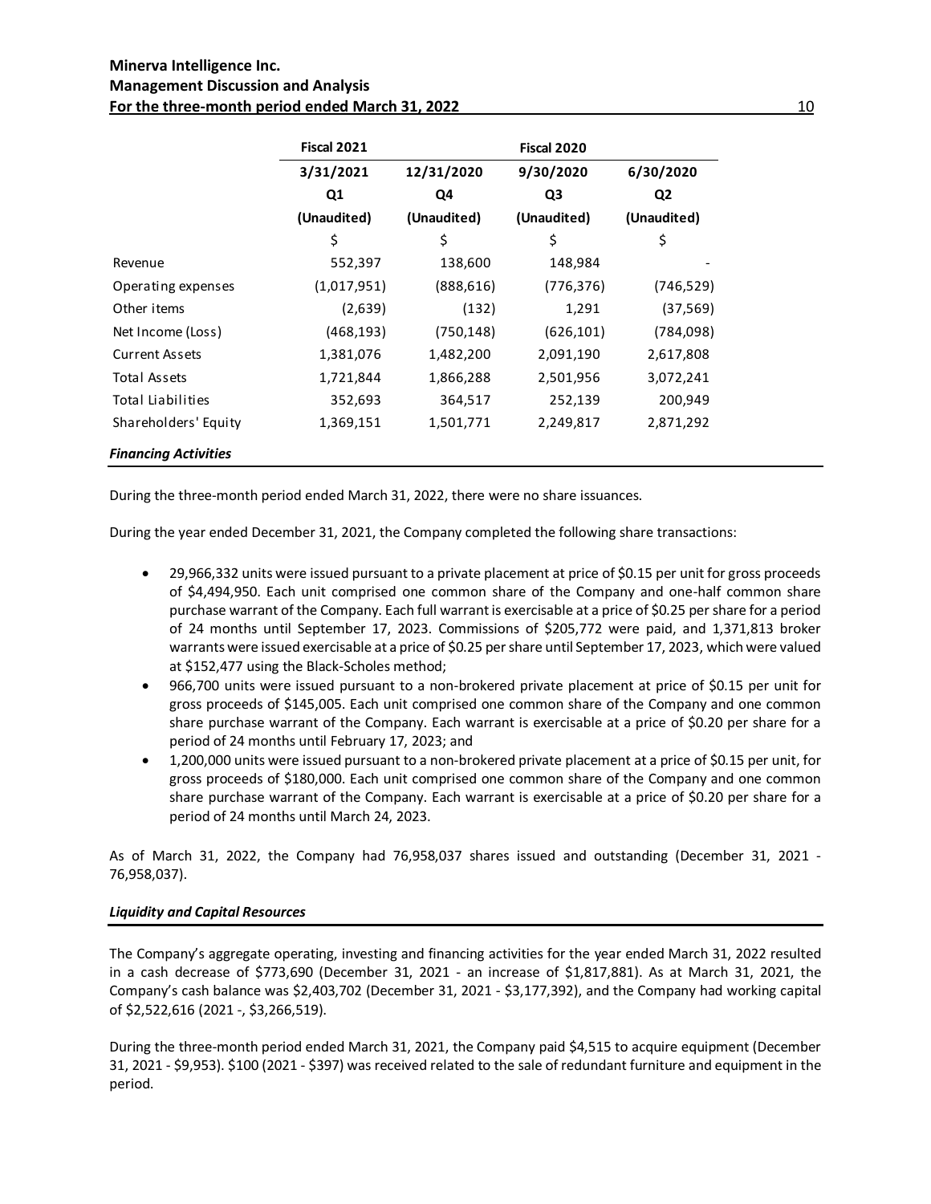| | Fiscal 2021 | | Fiscal 2020 | |
|---|---|---|---|---|
| | 3/31/2021 | 12/31/2020 | 9/30/2020 | 6/30/2020 |
| | Q1 | Q4 | Q3 | Q2 |
| | (Unaudited) | (Unaudited) | (Unaudited) | (Unaudited) |
| | $ | $ | $ | $ |
| Revenue | 552,397 | 138,600 | 148,984 | - |
| Operating expenses | (1,017,951) | (888,616) | (776,376) | (746,529) |
| Other items | (2,639) | (132) | 1,291 | (37,569) |
| Net Income (Loss) | (468,193) | (750,148) | (626,101) | (784,098) |
| Current Assets | 1,381,076 | 1,482,200 | 2,091,190 | 2,617,808 |
| Total Assets | 1,721,844 | 1,866,288 | 2,501,956 | 3,072,241 |
| Total Liabilities | 352,693 | 364,517 | 252,139 | 200,949 |
| Shareholders' Equity | 1,369,151 | 1,501,771 | 2,249,817 | 2,871,292 |

***Financing Activities***

During the three-month period ended March 31, 2022, there were no share issuances.

During the year ended December 31, 2021, the Company completed the following share transactions:

- 29,966,332 units were issued pursuant to a private placement at price of $0.15 per unit for gross proceeds of $4,494,950. Each unit comprised one common share of the Company and one-half common share purchase warrant of the Company. Each full warrant is exercisable at a price of $0.25 per share for a period of 24 months until September 17, 2023. Commissions of $205,772 were paid, and 1,371,813 broker warrants were issued exercisable at a price of $0.25 per share until September 17, 2023, which were valued at $152,477 using the Black-Scholes method;
- 966,700 units were issued pursuant to a non-brokered private placement at price of $0.15 per unit for gross proceeds of $145,005. Each unit comprised one common share of the Company and one common share purchase warrant of the Company. Each warrant is exercisable at a price of $0.20 per share for a period of 24 months until February 17, 2023; and
- 1,200,000 units were issued pursuant to a non-brokered private placement at a price of $0.15 per unit, for gross proceeds of $180,000. Each unit comprised one common share of the Company and one common share purchase warrant of the Company. Each warrant is exercisable at a price of $0.20 per share for a period of 24 months until March 24, 2023.

As of March 31, 2022, the Company had 76,958,037 shares issued and outstanding (December 31, 2021 - 76,958,037).

***Liquidity and Capital Resources***

The Company's aggregate operating, investing and financing activities for the year ended March 31, 2022 resulted in a cash decrease of $773,690 (December 31, 2021 - an increase of $1,817,881). As at March 31, 2021, the Company's cash balance was $2,403,702 (December 31, 2021 - $3,177,392), and the Company had working capital of $2,522,616 (2021 -, $3,266,519).

During the three-month period ended March 31, 2021, the Company paid $4,515 to acquire equipment (December 31, 2021 - $9,953). $100 (2021 - $397) was received related to the sale of redundant furniture and equipment in the period.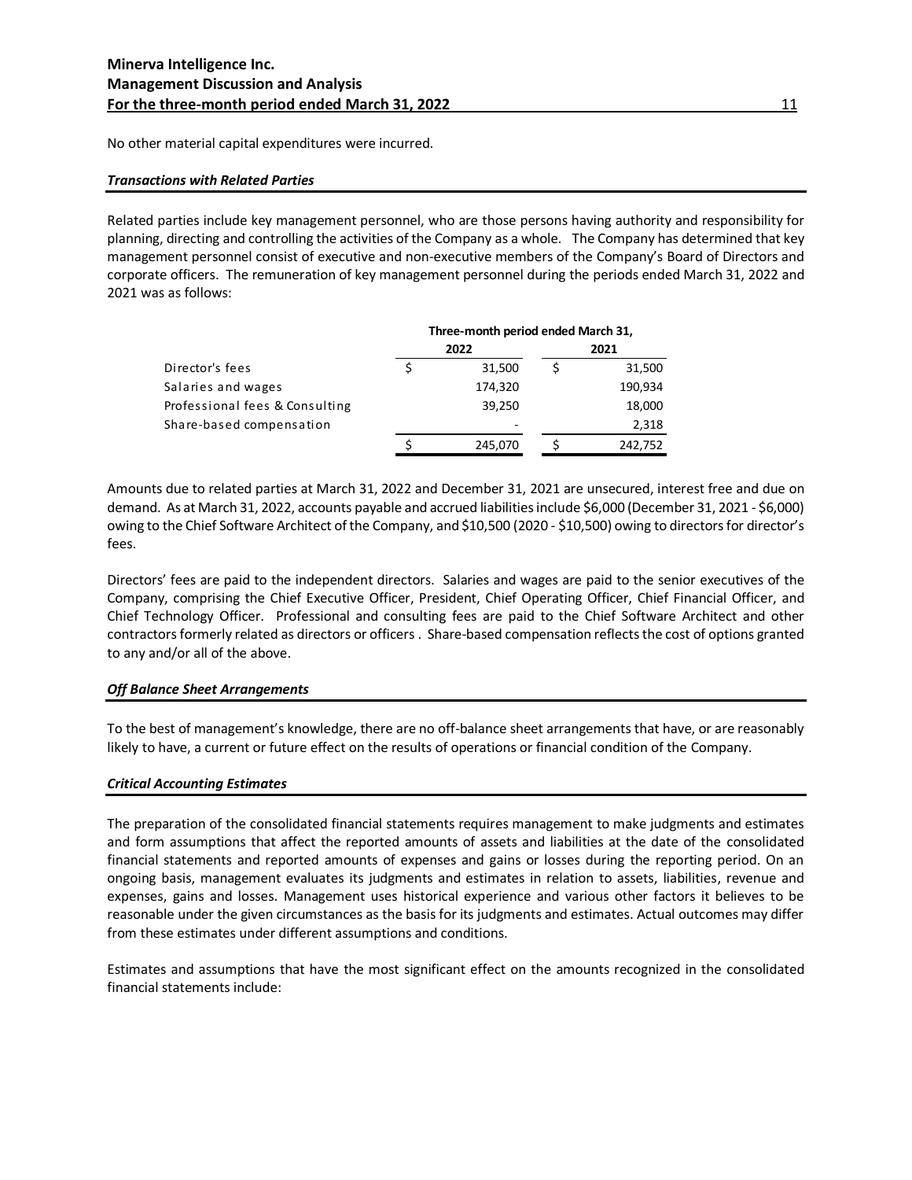No other material capital expenditures were incurred.

### *Transactions with Related Parties*

Related parties include key management personnel, who are those persons having authority and responsibility for planning, directing and controlling the activities of the Company as a whole. The Company has determined that key management personnel consist of executive and non-executive members of the Company's Board of Directors and corporate officers. The remuneration of key management personnel during the periods ended March 31, 2022 and 2021 was as follows:

| | Three-month period ended March 31, | |
|---|---|---|
| | 2022 | 2021 |
| Director's fees | $ 31,500 | $ 31,500 |
| Salaries and wages | 174,320 | 190,934 |
| Professional fees & Consulting | 39,250 | 18,000 |
| Share-based compensation | - | 2,318 |
| | $ 245,070 | $ 242,752 |

Amounts due to related parties at March 31, 2022 and December 31, 2021 are unsecured, interest free and due on demand. As at March 31, 2022, accounts payable and accrued liabilities include $6,000 (December 31, 2021 - $6,000) owing to the Chief Software Architect of the Company, and $10,500 (2020 - $10,500) owing to directors for director's fees.

Directors' fees are paid to the independent directors. Salaries and wages are paid to the senior executives of the Company, comprising the Chief Executive Officer, President, Chief Operating Officer, Chief Financial Officer, and Chief Technology Officer. Professional and consulting fees are paid to the Chief Software Architect and other contractors formerly related as directors or officers . Share-based compensation reflects the cost of options granted to any and/or all of the above.

### *Off Balance Sheet Arrangements*

To the best of management's knowledge, there are no off-balance sheet arrangements that have, or are reasonably likely to have, a current or future effect on the results of operations or financial condition of the Company.

### *Critical Accounting Estimates*

The preparation of the consolidated financial statements requires management to make judgments and estimates and form assumptions that affect the reported amounts of assets and liabilities at the date of the consolidated financial statements and reported amounts of expenses and gains or losses during the reporting period. On an ongoing basis, management evaluates its judgments and estimates in relation to assets, liabilities, revenue and expenses, gains and losses. Management uses historical experience and various other factors it believes to be reasonable under the given circumstances as the basis for its judgments and estimates. Actual outcomes may differ from these estimates under different assumptions and conditions.

Estimates and assumptions that have the most significant effect on the amounts recognized in the consolidated financial statements include: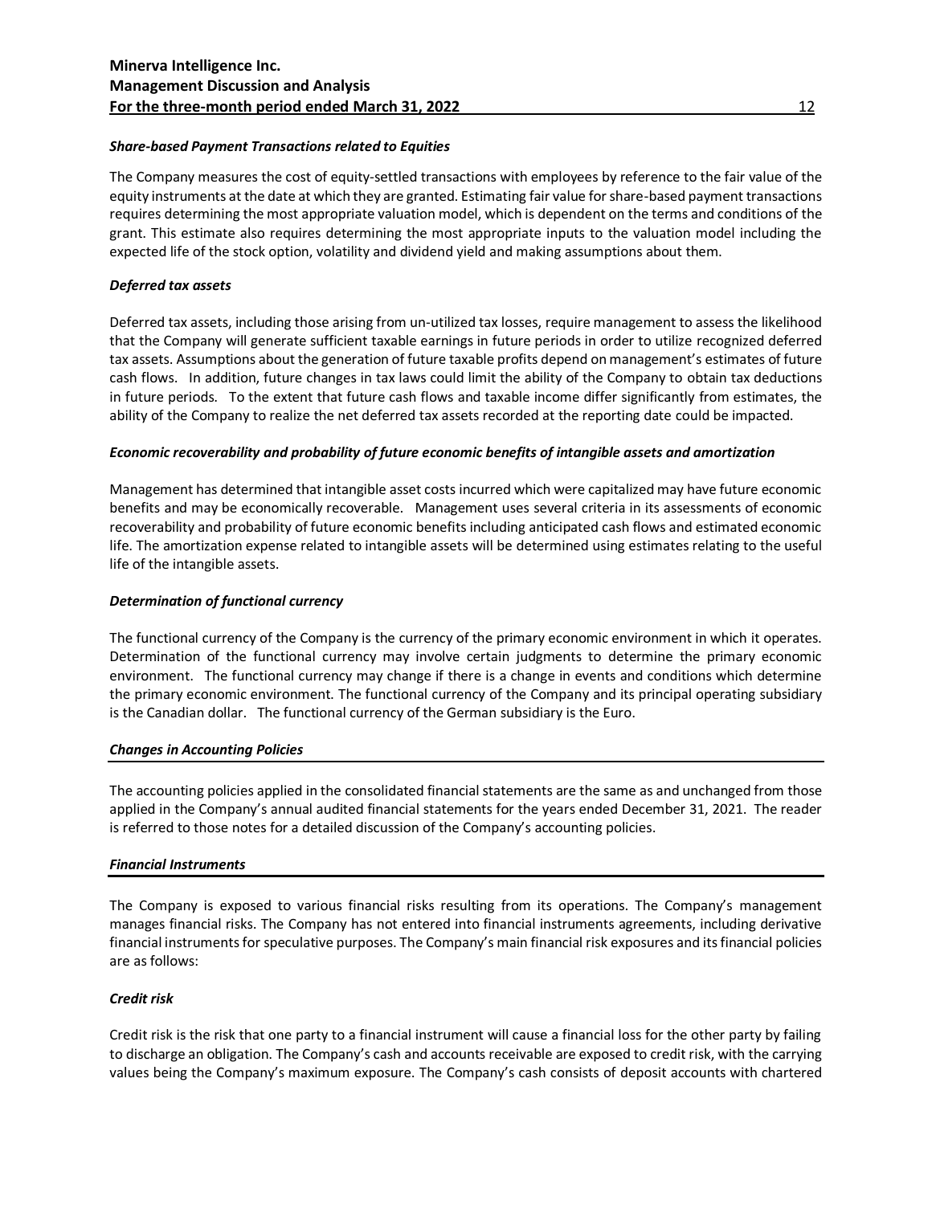### *Share-based Payment Transactions related to Equities*

The Company measures the cost of equity-settled transactions with employees by reference to the fair value of the equity instruments at the date at which they are granted. Estimating fair value for share-based payment transactions requires determining the most appropriate valuation model, which is dependent on the terms and conditions of the grant. This estimate also requires determining the most appropriate inputs to the valuation model including the expected life of the stock option, volatility and dividend yield and making assumptions about them.

### *Deferred tax assets*

Deferred tax assets, including those arising from un-utilized tax losses, require management to assess the likelihood that the Company will generate sufficient taxable earnings in future periods in order to utilize recognized deferred tax assets. Assumptions about the generation of future taxable profits depend on management's estimates of future cash flows. In addition, future changes in tax laws could limit the ability of the Company to obtain tax deductions in future periods. To the extent that future cash flows and taxable income differ significantly from estimates, the ability of the Company to realize the net deferred tax assets recorded at the reporting date could be impacted.

### *Economic recoverability and probability of future economic benefits of intangible assets and amortization*

Management has determined that intangible asset costs incurred which were capitalized may have future economic benefits and may be economically recoverable. Management uses several criteria in its assessments of economic recoverability and probability of future economic benefits including anticipated cash flows and estimated economic life. The amortization expense related to intangible assets will be determined using estimates relating to the useful life of the intangible assets.

### *Determination of functional currency*

The functional currency of the Company is the currency of the primary economic environment in which it operates. Determination of the functional currency may involve certain judgments to determine the primary economic environment. The functional currency may change if there is a change in events and conditions which determine the primary economic environment. The functional currency of the Company and its principal operating subsidiary is the Canadian dollar. The functional currency of the German subsidiary is the Euro.

## *Changes in Accounting Policies*

The accounting policies applied in the consolidated financial statements are the same as and unchanged from those applied in the Company's annual audited financial statements for the years ended December 31, 2021. The reader is referred to those notes for a detailed discussion of the Company's accounting policies.

## *Financial Instruments*

The Company is exposed to various financial risks resulting from its operations. The Company's management manages financial risks. The Company has not entered into financial instruments agreements, including derivative financial instruments for speculative purposes. The Company's main financial risk exposures and its financial policies are as follows:

### *Credit risk*

Credit risk is the risk that one party to a financial instrument will cause a financial loss for the other party by failing to discharge an obligation. The Company's cash and accounts receivable are exposed to credit risk, with the carrying values being the Company's maximum exposure. The Company's cash consists of deposit accounts with chartered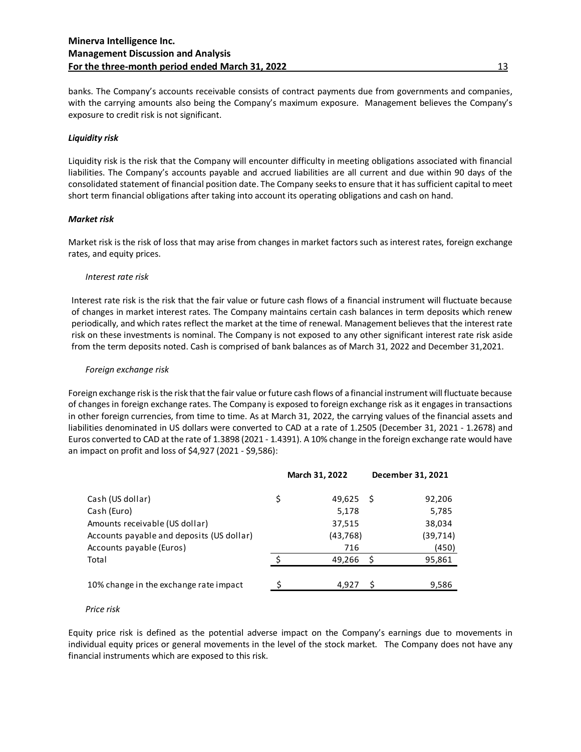banks. The Company's accounts receivable consists of contract payments due from governments and companies, with the carrying amounts also being the Company's maximum exposure. Management believes the Company's exposure to credit risk is not significant.

***Liquidity risk***

Liquidity risk is the risk that the Company will encounter difficulty in meeting obligations associated with financial liabilities. The Company's accounts payable and accrued liabilities are all current and due within 90 days of the consolidated statement of financial position date. The Company seeks to ensure that it has sufficient capital to meet short term financial obligations after taking into account its operating obligations and cash on hand.

***Market risk***

Market risk is the risk of loss that may arise from changes in market factors such as interest rates, foreign exchange rates, and equity prices.

*Interest rate risk*

Interest rate risk is the risk that the fair value or future cash flows of a financial instrument will fluctuate because of changes in market interest rates. The Company maintains certain cash balances in term deposits which renew periodically, and which rates reflect the market at the time of renewal. Management believes that the interest rate risk on these investments is nominal. The Company is not exposed to any other significant interest rate risk aside from the term deposits noted. Cash is comprised of bank balances as of March 31, 2022 and December 31,2021.

*Foreign exchange risk*

Foreign exchange risk is the risk that the fair value or future cash flows of a financial instrument will fluctuate because of changes in foreign exchange rates. The Company is exposed to foreign exchange risk as it engages in transactions in other foreign currencies, from time to time. As at March 31, 2022, the carrying values of the financial assets and liabilities denominated in US dollars were converted to CAD at a rate of 1.2505 (December 31, 2021 - 1.2678) and Euros converted to CAD at the rate of 1.3898 (2021 - 1.4391). A 10% change in the foreign exchange rate would have an impact on profit and loss of $4,927 (2021 - $9,586):

| | March 31, 2022 | December 31, 2021 |
|---|---|---|
| Cash (US dollar) | $ 49,625 | $ 92,206 |
| Cash (Euro) | 5,178 | 5,785 |
| Amounts receivable (US dollar) | 37,515 | 38,034 |
| Accounts payable and deposits (US dollar) | (43,768) | (39,714) |
| Accounts payable (Euros) | 716 | (450) |
| Total | $ 49,266 | $ 95,861 |
| | | |
| 10% change in the exchange rate impact | $ 4,927 | $ 9,586 |

*Price risk*

Equity price risk is defined as the potential adverse impact on the Company's earnings due to movements in individual equity prices or general movements in the level of the stock market. The Company does not have any financial instruments which are exposed to this risk.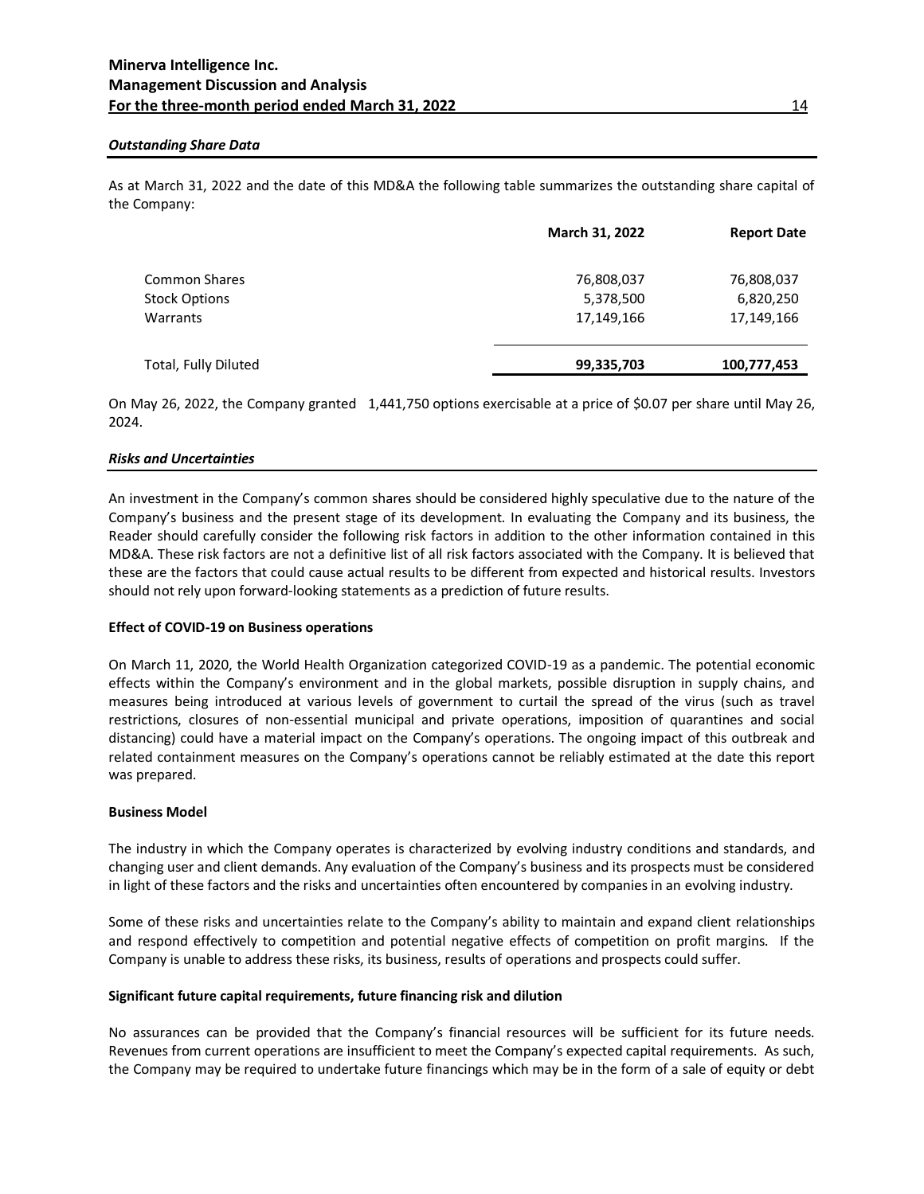### *Outstanding Share Data*

As at March 31, 2022 and the date of this MD&A the following table summarizes the outstanding share capital of the Company:

| | March 31, 2022 | Report Date |
|---|---|---|
| Common Shares | 76,808,037 | 76,808,037 |
| Stock Options | 5,378,500 | 6,820,250 |
| Warrants | 17,149,166 | 17,149,166 |
| Total, Fully Diluted | **99,335,703** | **100,777,453** |

On May 26, 2022, the Company granted 1,441,750 options exercisable at a price of $0.07 per share until May 26, 2024.

### *Risks and Uncertainties*

An investment in the Company's common shares should be considered highly speculative due to the nature of the Company's business and the present stage of its development. In evaluating the Company and its business, the Reader should carefully consider the following risk factors in addition to the other information contained in this MD&A. These risk factors are not a definitive list of all risk factors associated with the Company. It is believed that these are the factors that could cause actual results to be different from expected and historical results. Investors should not rely upon forward-looking statements as a prediction of future results.

**Effect of COVID-19 on Business operations**

On March 11, 2020, the World Health Organization categorized COVID-19 as a pandemic. The potential economic effects within the Company's environment and in the global markets, possible disruption in supply chains, and measures being introduced at various levels of government to curtail the spread of the virus (such as travel restrictions, closures of non-essential municipal and private operations, imposition of quarantines and social distancing) could have a material impact on the Company's operations. The ongoing impact of this outbreak and related containment measures on the Company's operations cannot be reliably estimated at the date this report was prepared.

**Business Model**

The industry in which the Company operates is characterized by evolving industry conditions and standards, and changing user and client demands. Any evaluation of the Company's business and its prospects must be considered in light of these factors and the risks and uncertainties often encountered by companies in an evolving industry.

Some of these risks and uncertainties relate to the Company's ability to maintain and expand client relationships and respond effectively to competition and potential negative effects of competition on profit margins. If the Company is unable to address these risks, its business, results of operations and prospects could suffer.

**Significant future capital requirements, future financing risk and dilution**

No assurances can be provided that the Company's financial resources will be sufficient for its future needs. Revenues from current operations are insufficient to meet the Company's expected capital requirements. As such, the Company may be required to undertake future financings which may be in the form of a sale of equity or debt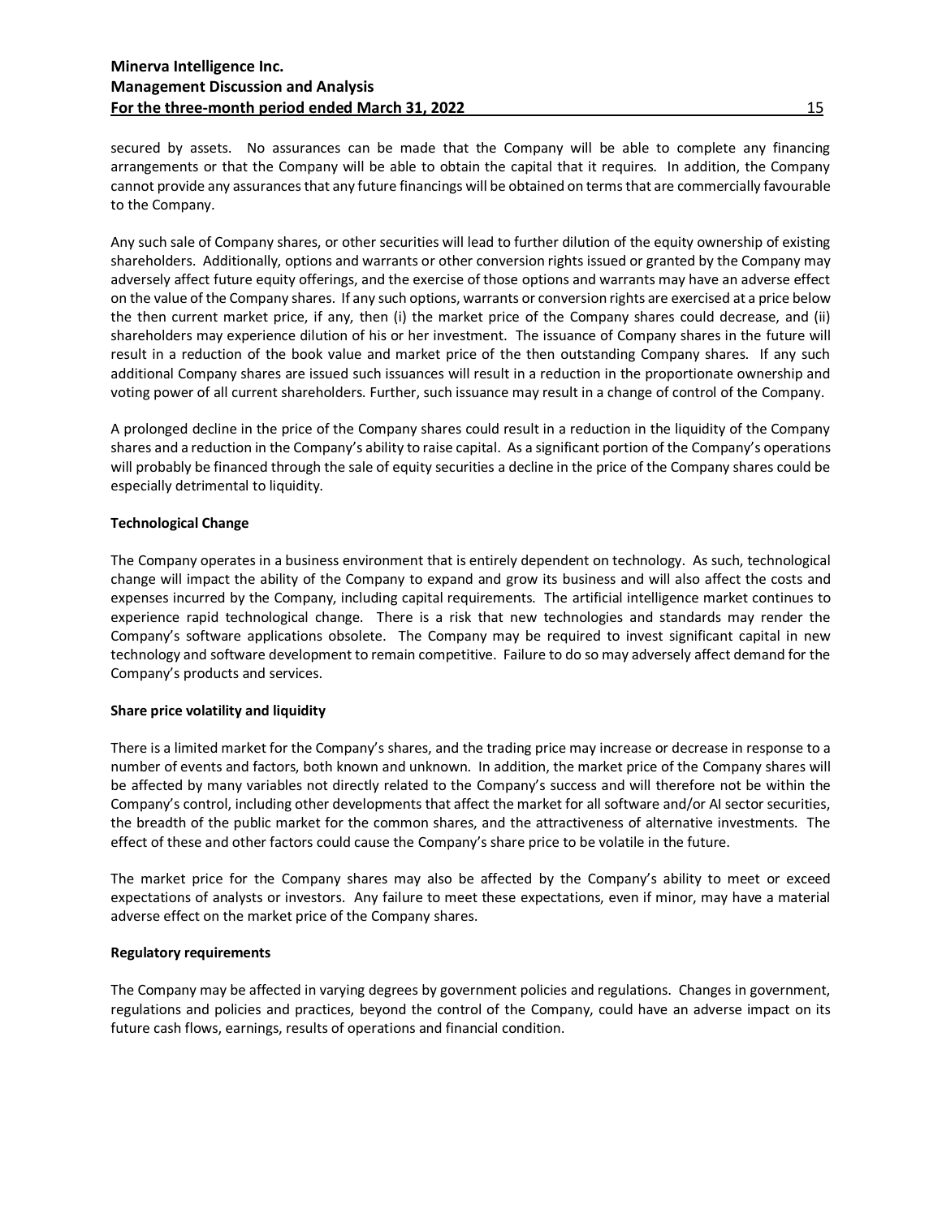secured by assets. No assurances can be made that the Company will be able to complete any financing arrangements or that the Company will be able to obtain the capital that it requires. In addition, the Company cannot provide any assurances that any future financings will be obtained on terms that are commercially favourable to the Company.

Any such sale of Company shares, or other securities will lead to further dilution of the equity ownership of existing shareholders. Additionally, options and warrants or other conversion rights issued or granted by the Company may adversely affect future equity offerings, and the exercise of those options and warrants may have an adverse effect on the value of the Company shares. If any such options, warrants or conversion rights are exercised at a price below the then current market price, if any, then (i) the market price of the Company shares could decrease, and (ii) shareholders may experience dilution of his or her investment. The issuance of Company shares in the future will result in a reduction of the book value and market price of the then outstanding Company shares. If any such additional Company shares are issued such issuances will result in a reduction in the proportionate ownership and voting power of all current shareholders. Further, such issuance may result in a change of control of the Company.

A prolonged decline in the price of the Company shares could result in a reduction in the liquidity of the Company shares and a reduction in the Company's ability to raise capital. As a significant portion of the Company's operations will probably be financed through the sale of equity securities a decline in the price of the Company shares could be especially detrimental to liquidity.

**Technological Change**

The Company operates in a business environment that is entirely dependent on technology. As such, technological change will impact the ability of the Company to expand and grow its business and will also affect the costs and expenses incurred by the Company, including capital requirements. The artificial intelligence market continues to experience rapid technological change. There is a risk that new technologies and standards may render the Company's software applications obsolete. The Company may be required to invest significant capital in new technology and software development to remain competitive. Failure to do so may adversely affect demand for the Company's products and services.

**Share price volatility and liquidity**

There is a limited market for the Company's shares, and the trading price may increase or decrease in response to a number of events and factors, both known and unknown. In addition, the market price of the Company shares will be affected by many variables not directly related to the Company's success and will therefore not be within the Company's control, including other developments that affect the market for all software and/or AI sector securities, the breadth of the public market for the common shares, and the attractiveness of alternative investments. The effect of these and other factors could cause the Company's share price to be volatile in the future.

The market price for the Company shares may also be affected by the Company's ability to meet or exceed expectations of analysts or investors. Any failure to meet these expectations, even if minor, may have a material adverse effect on the market price of the Company shares.

**Regulatory requirements**

The Company may be affected in varying degrees by government policies and regulations. Changes in government, regulations and policies and practices, beyond the control of the Company, could have an adverse impact on its future cash flows, earnings, results of operations and financial condition.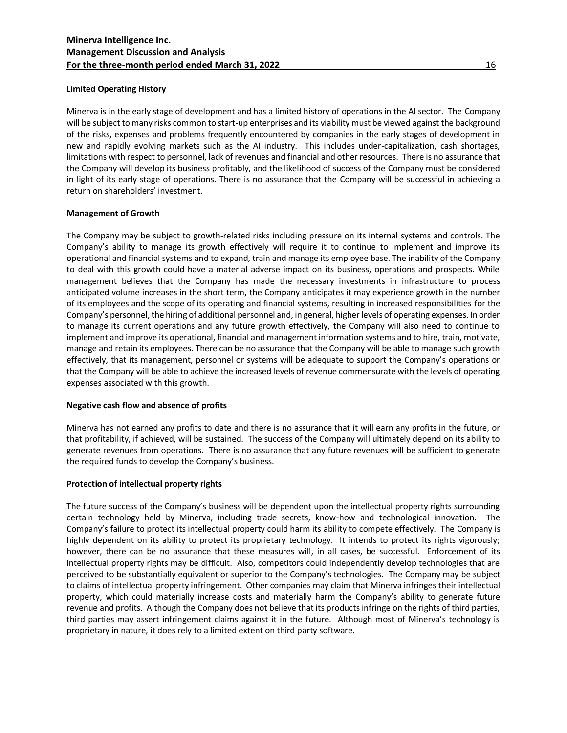**Limited Operating History**

Minerva is in the early stage of development and has a limited history of operations in the AI sector. The Company will be subject to many risks common to start-up enterprises and its viability must be viewed against the background of the risks, expenses and problems frequently encountered by companies in the early stages of development in new and rapidly evolving markets such as the AI industry. This includes under-capitalization, cash shortages, limitations with respect to personnel, lack of revenues and financial and other resources. There is no assurance that the Company will develop its business profitably, and the likelihood of success of the Company must be considered in light of its early stage of operations. There is no assurance that the Company will be successful in achieving a return on shareholders' investment.

**Management of Growth**

The Company may be subject to growth-related risks including pressure on its internal systems and controls. The Company's ability to manage its growth effectively will require it to continue to implement and improve its operational and financial systems and to expand, train and manage its employee base. The inability of the Company to deal with this growth could have a material adverse impact on its business, operations and prospects. While management believes that the Company has made the necessary investments in infrastructure to process anticipated volume increases in the short term, the Company anticipates it may experience growth in the number of its employees and the scope of its operating and financial systems, resulting in increased responsibilities for the Company's personnel, the hiring of additional personnel and, in general, higher levels of operating expenses. In order to manage its current operations and any future growth effectively, the Company will also need to continue to implement and improve its operational, financial and management information systems and to hire, train, motivate, manage and retain its employees. There can be no assurance that the Company will be able to manage such growth effectively, that its management, personnel or systems will be adequate to support the Company's operations or that the Company will be able to achieve the increased levels of revenue commensurate with the levels of operating expenses associated with this growth.

**Negative cash flow and absence of profits**

Minerva has not earned any profits to date and there is no assurance that it will earn any profits in the future, or that profitability, if achieved, will be sustained. The success of the Company will ultimately depend on its ability to generate revenues from operations. There is no assurance that any future revenues will be sufficient to generate the required funds to develop the Company's business.

**Protection of intellectual property rights**

The future success of the Company's business will be dependent upon the intellectual property rights surrounding certain technology held by Minerva, including trade secrets, know-how and technological innovation. The Company's failure to protect its intellectual property could harm its ability to compete effectively. The Company is highly dependent on its ability to protect its proprietary technology. It intends to protect its rights vigorously; however, there can be no assurance that these measures will, in all cases, be successful. Enforcement of its intellectual property rights may be difficult. Also, competitors could independently develop technologies that are perceived to be substantially equivalent or superior to the Company's technologies. The Company may be subject to claims of intellectual property infringement. Other companies may claim that Minerva infringes their intellectual property, which could materially increase costs and materially harm the Company's ability to generate future revenue and profits. Although the Company does not believe that its products infringe on the rights of third parties, third parties may assert infringement claims against it in the future. Although most of Minerva's technology is proprietary in nature, it does rely to a limited extent on third party software.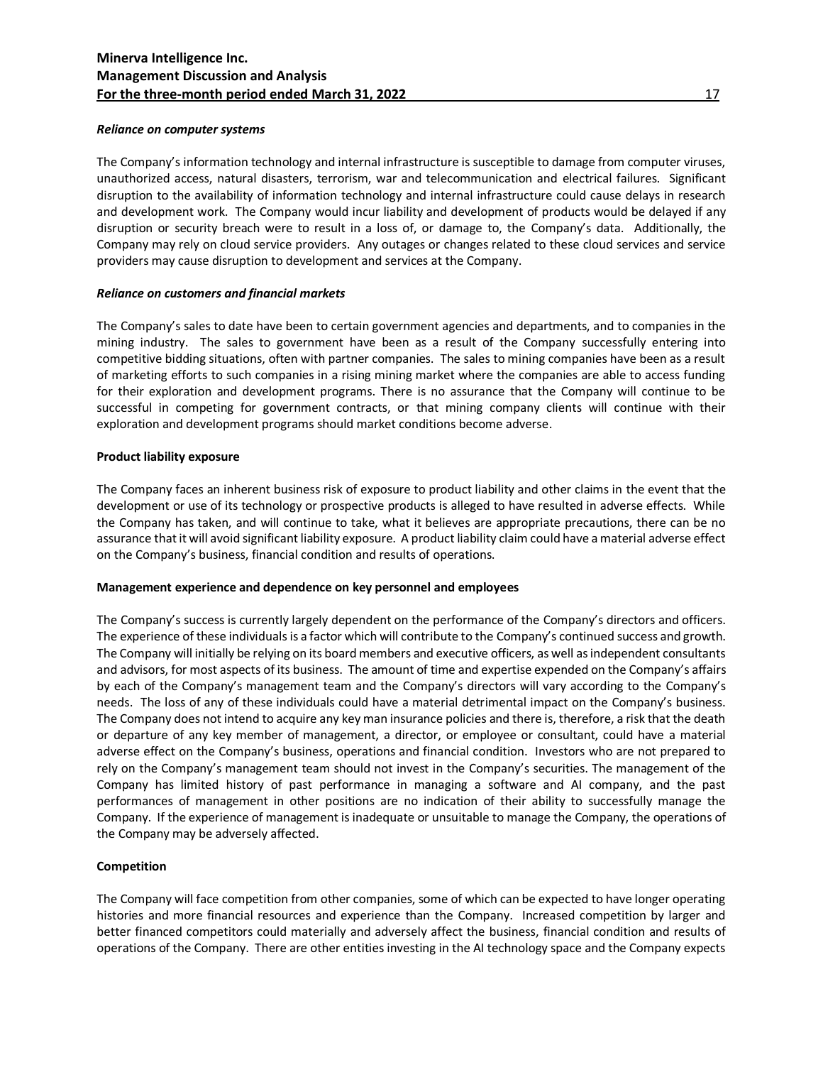***Reliance on computer systems***

The Company's information technology and internal infrastructure is susceptible to damage from computer viruses, unauthorized access, natural disasters, terrorism, war and telecommunication and electrical failures. Significant disruption to the availability of information technology and internal infrastructure could cause delays in research and development work. The Company would incur liability and development of products would be delayed if any disruption or security breach were to result in a loss of, or damage to, the Company's data. Additionally, the Company may rely on cloud service providers. Any outages or changes related to these cloud services and service providers may cause disruption to development and services at the Company.

***Reliance on customers and financial markets***

The Company's sales to date have been to certain government agencies and departments, and to companies in the mining industry. The sales to government have been as a result of the Company successfully entering into competitive bidding situations, often with partner companies. The sales to mining companies have been as a result of marketing efforts to such companies in a rising mining market where the companies are able to access funding for their exploration and development programs. There is no assurance that the Company will continue to be successful in competing for government contracts, or that mining company clients will continue with their exploration and development programs should market conditions become adverse.

**Product liability exposure**

The Company faces an inherent business risk of exposure to product liability and other claims in the event that the development or use of its technology or prospective products is alleged to have resulted in adverse effects. While the Company has taken, and will continue to take, what it believes are appropriate precautions, there can be no assurance that it will avoid significant liability exposure. A product liability claim could have a material adverse effect on the Company's business, financial condition and results of operations.

**Management experience and dependence on key personnel and employees**

The Company's success is currently largely dependent on the performance of the Company's directors and officers. The experience of these individuals is a factor which will contribute to the Company's continued success and growth. The Company will initially be relying on its board members and executive officers, as well as independent consultants and advisors, for most aspects of its business. The amount of time and expertise expended on the Company's affairs by each of the Company's management team and the Company's directors will vary according to the Company's needs. The loss of any of these individuals could have a material detrimental impact on the Company's business. The Company does not intend to acquire any key man insurance policies and there is, therefore, a risk that the death or departure of any key member of management, a director, or employee or consultant, could have a material adverse effect on the Company's business, operations and financial condition. Investors who are not prepared to rely on the Company's management team should not invest in the Company's securities. The management of the Company has limited history of past performance in managing a software and AI company, and the past performances of management in other positions are no indication of their ability to successfully manage the Company. If the experience of management is inadequate or unsuitable to manage the Company, the operations of the Company may be adversely affected.

**Competition**

The Company will face competition from other companies, some of which can be expected to have longer operating histories and more financial resources and experience than the Company. Increased competition by larger and better financed competitors could materially and adversely affect the business, financial condition and results of operations of the Company. There are other entities investing in the AI technology space and the Company expects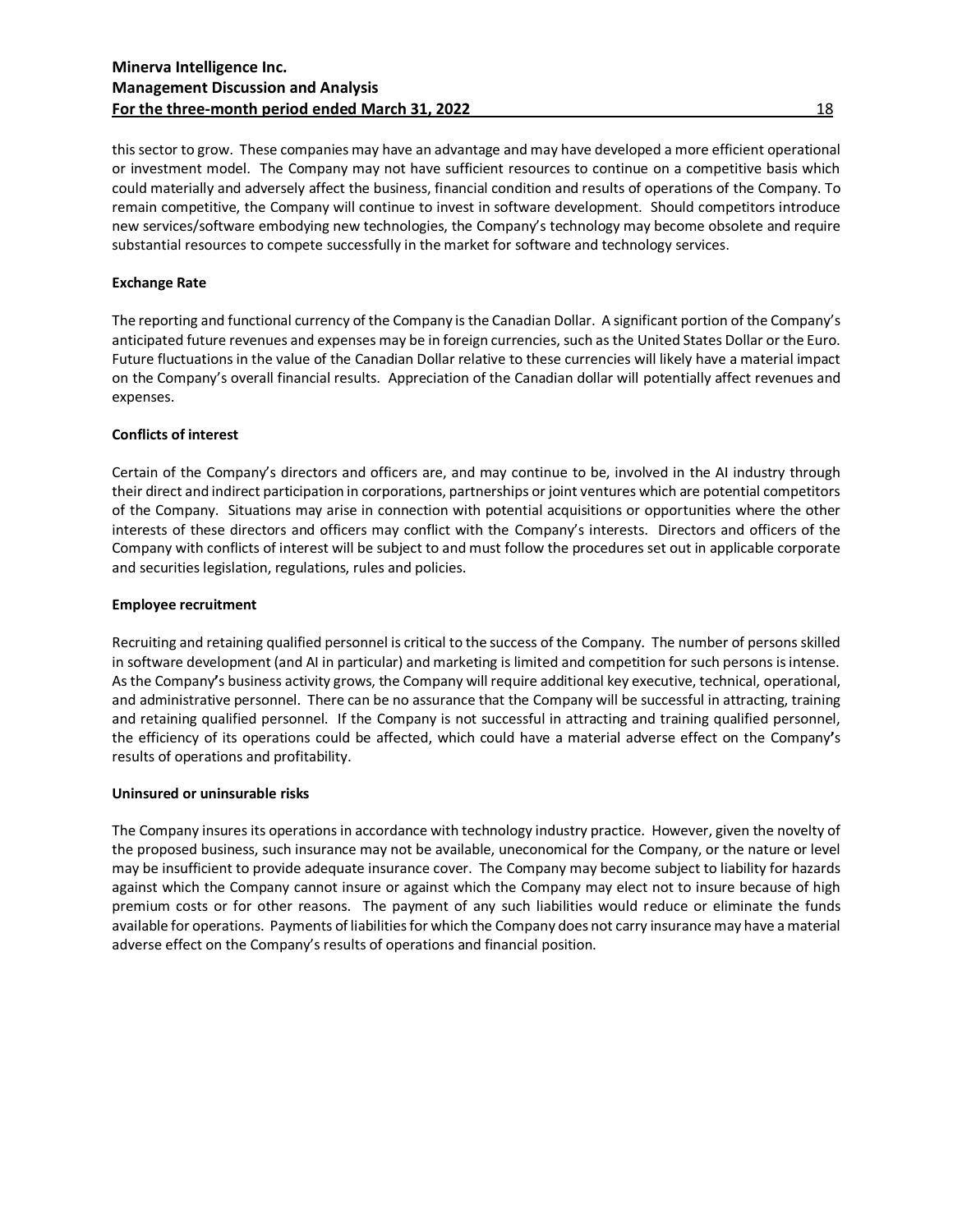this sector to grow. These companies may have an advantage and may have developed a more efficient operational or investment model. The Company may not have sufficient resources to continue on a competitive basis which could materially and adversely affect the business, financial condition and results of operations of the Company. To remain competitive, the Company will continue to invest in software development. Should competitors introduce new services/software embodying new technologies, the Company's technology may become obsolete and require substantial resources to compete successfully in the market for software and technology services.

**Exchange Rate**

The reporting and functional currency of the Company is the Canadian Dollar. A significant portion of the Company's anticipated future revenues and expenses may be in foreign currencies, such as the United States Dollar or the Euro. Future fluctuations in the value of the Canadian Dollar relative to these currencies will likely have a material impact on the Company's overall financial results. Appreciation of the Canadian dollar will potentially affect revenues and expenses.

**Conflicts of interest**

Certain of the Company's directors and officers are, and may continue to be, involved in the AI industry through their direct and indirect participation in corporations, partnerships or joint ventures which are potential competitors of the Company. Situations may arise in connection with potential acquisitions or opportunities where the other interests of these directors and officers may conflict with the Company's interests. Directors and officers of the Company with conflicts of interest will be subject to and must follow the procedures set out in applicable corporate and securities legislation, regulations, rules and policies.

**Employee recruitment**

Recruiting and retaining qualified personnel is critical to the success of the Company. The number of persons skilled in software development (and AI in particular) and marketing is limited and competition for such persons is intense. As the Company's business activity grows, the Company will require additional key executive, technical, operational, and administrative personnel. There can be no assurance that the Company will be successful in attracting, training and retaining qualified personnel. If the Company is not successful in attracting and training qualified personnel, the efficiency of its operations could be affected, which could have a material adverse effect on the Company's results of operations and profitability.

**Uninsured or uninsurable risks**

The Company insures its operations in accordance with technology industry practice. However, given the novelty of the proposed business, such insurance may not be available, uneconomical for the Company, or the nature or level may be insufficient to provide adequate insurance cover. The Company may become subject to liability for hazards against which the Company cannot insure or against which the Company may elect not to insure because of high premium costs or for other reasons. The payment of any such liabilities would reduce or eliminate the funds available for operations. Payments of liabilities for which the Company does not carry insurance may have a material adverse effect on the Company's results of operations and financial position.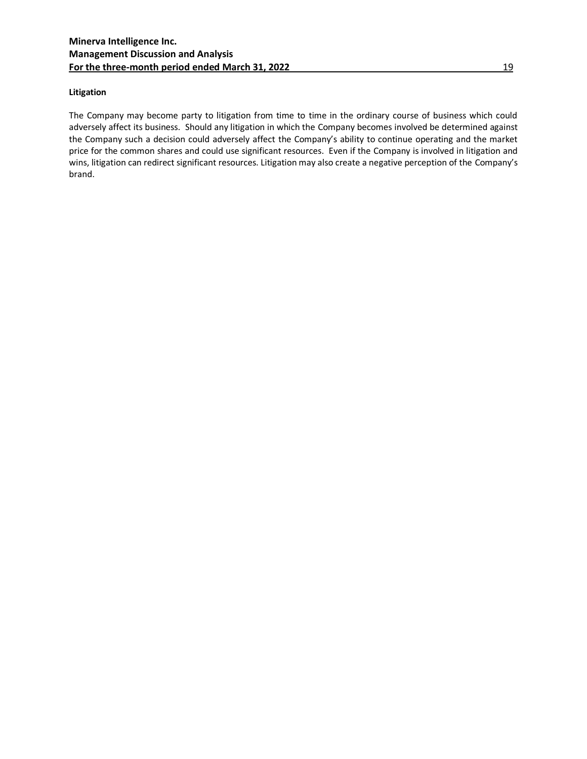### Litigation

The Company may become party to litigation from time to time in the ordinary course of business which could adversely affect its business. Should any litigation in which the Company becomes involved be determined against the Company such a decision could adversely affect the Company's ability to continue operating and the market price for the common shares and could use significant resources. Even if the Company is involved in litigation and wins, litigation can redirect significant resources. Litigation may also create a negative perception of the Company's brand.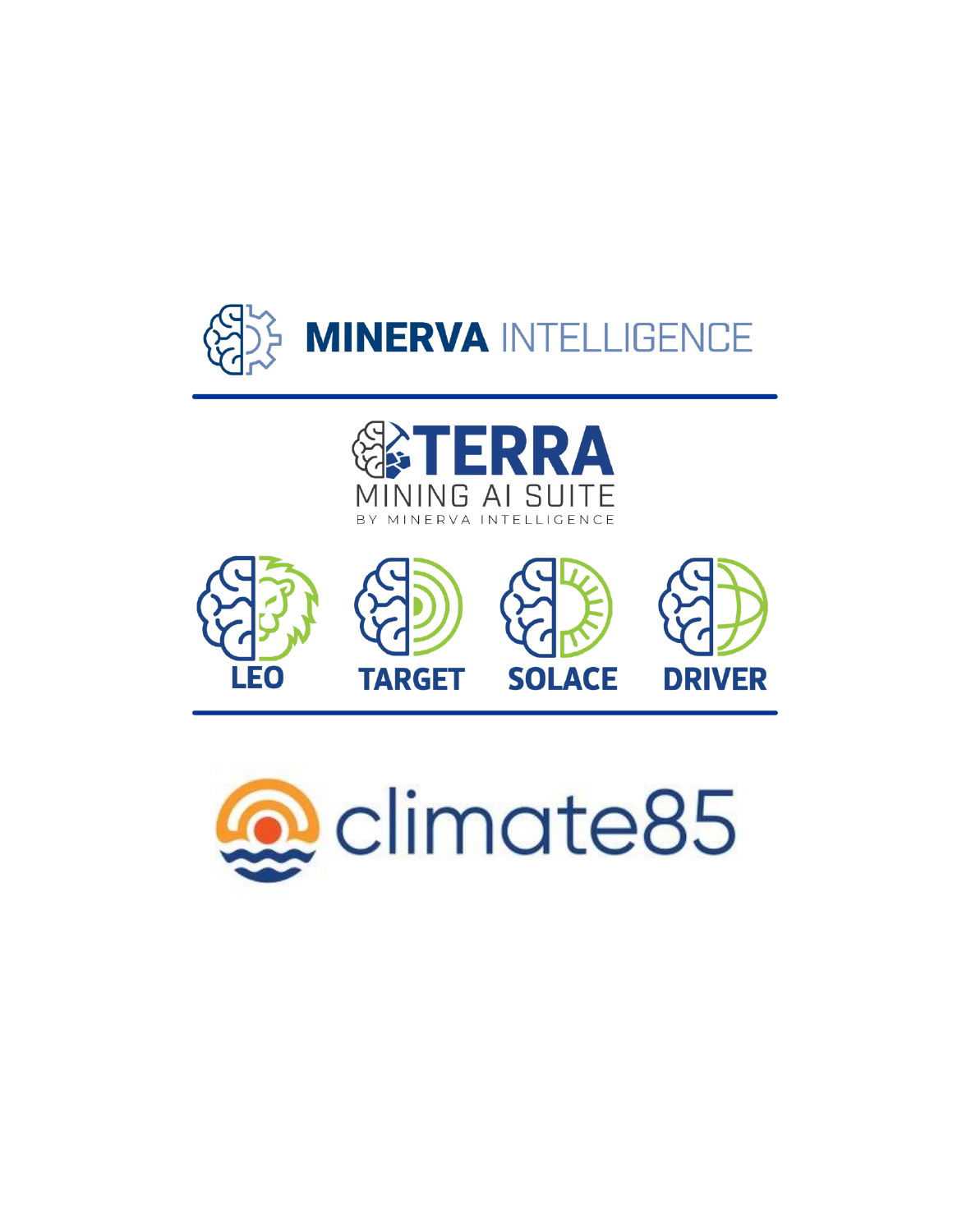MINERVA INTELLIGENCE

TERRA

MINING AI SUITE

BY MINERVA INTELLIGENCE

LEO

TARGET

SOLACE

DRIVER

climate85